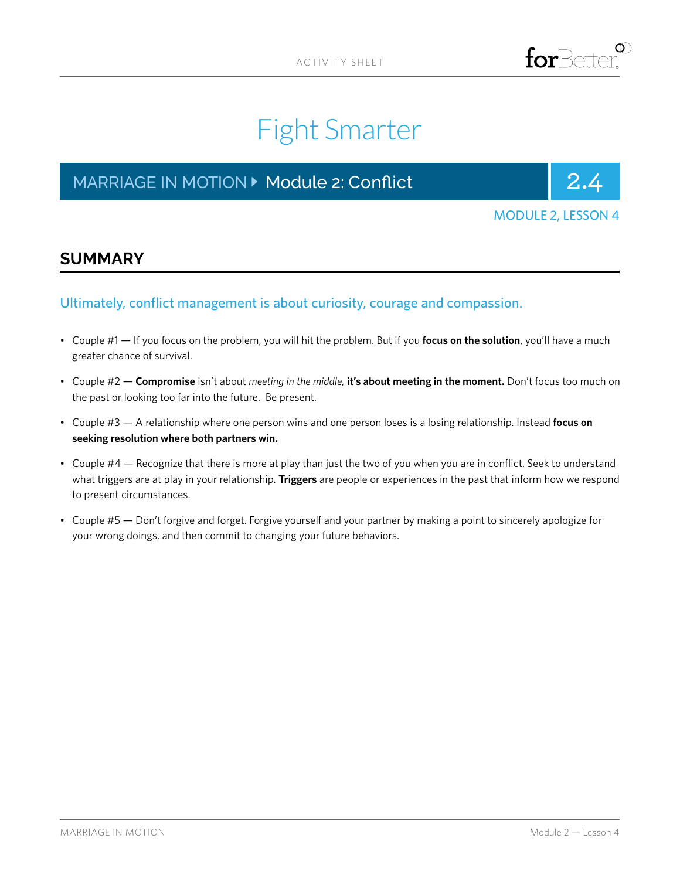ACTIVITY SHEET

# Fight Smarter

MARRIAGE IN MOTION ▸ Module 2: Conflict **2.4**

MODULE 2, LESSON 4

## SUMMARY

### Ultimately, conflict management is about curiosity, courage and compassion.

- Couple #1 — If you focus on the problem, you will hit the problem. But if you **focus on the solution**, you'll have a much greater chance of survival.
- Couple #2 — **Compromise** isn't about *meeting in the middle,* **it's about meeting in the moment.** Don't focus too much on the past or looking too far into the future. Be present.
- Couple #3 — A relationship where one person wins and one person loses is a losing relationship. Instead **focus on seeking resolution where both partners win.**
- Couple #4 — Recognize that there is more at play than just the two of you when you are in conflict. Seek to understand what triggers are at play in your relationship. **Triggers** are people or experiences in the past that inform how we respond to present circumstances.
- Couple #5 — Don't forgive and forget. Forgive yourself and your partner by making a point to sincerely apologize for your wrong doings, and then commit to changing your future behaviors.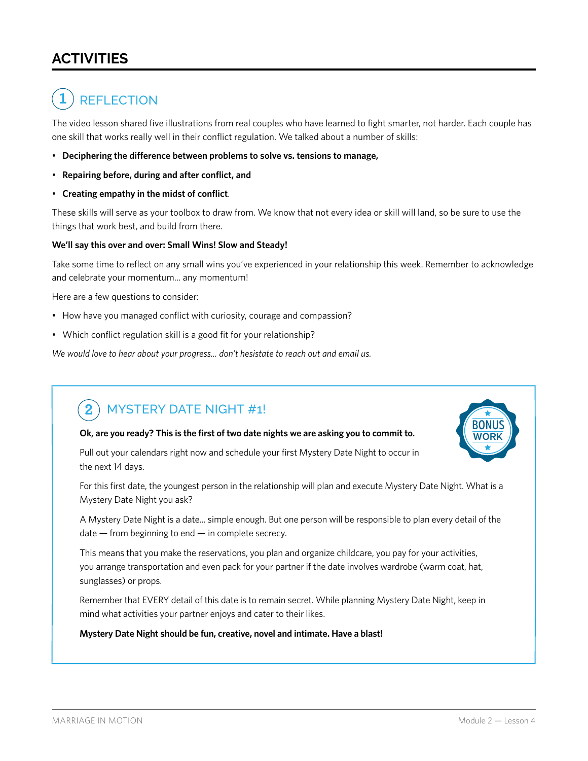# ACTIVITIES

## 1 REFLECTION

The video lesson shared five illustrations from real couples who have learned to fight smarter, not harder. Each couple has one skill that works really well in their conflict regulation. We talked about a number of skills:

- **Deciphering the difference between problems to solve vs. tensions to manage,**
- **Repairing before, during and after conflict, and**
- **Creating empathy in the midst of conflict**.

These skills will serve as your toolbox to draw from. We know that not every idea or skill will land, so be sure to use the things that work best, and build from there.

**We'll say this over and over: Small Wins! Slow and Steady!**

Take some time to reflect on any small wins you've experienced in your relationship this week. Remember to acknowledge and celebrate your momentum... any momentum!

Here are a few questions to consider:

- How have you managed conflict with curiosity, courage and compassion?
- Which conflict regulation skill is a good fit for your relationship?

*We would love to hear about your progress... don't hesitate to reach out and email us.*

## 2 MYSTERY DATE NIGHT #1!

BONUS WORK

**Ok, are you ready? This is the first of two date nights we are asking you to commit to.**

Pull out your calendars right now and schedule your first Mystery Date Night to occur in the next 14 days.

For this first date, the youngest person in the relationship will plan and execute Mystery Date Night. What is a Mystery Date Night you ask?

A Mystery Date Night is a date... simple enough. But one person will be responsible to plan every detail of the date — from beginning to end — in complete secrecy.

This means that you make the reservations, you plan and organize childcare, you pay for your activities, you arrange transportation and even pack for your partner if the date involves wardrobe (warm coat, hat, sunglasses) or props.

Remember that EVERY detail of this date is to remain secret. While planning Mystery Date Night, keep in mind what activities your partner enjoys and cater to their likes.

**Mystery Date Night should be fun, creative, novel and intimate. Have a blast!**